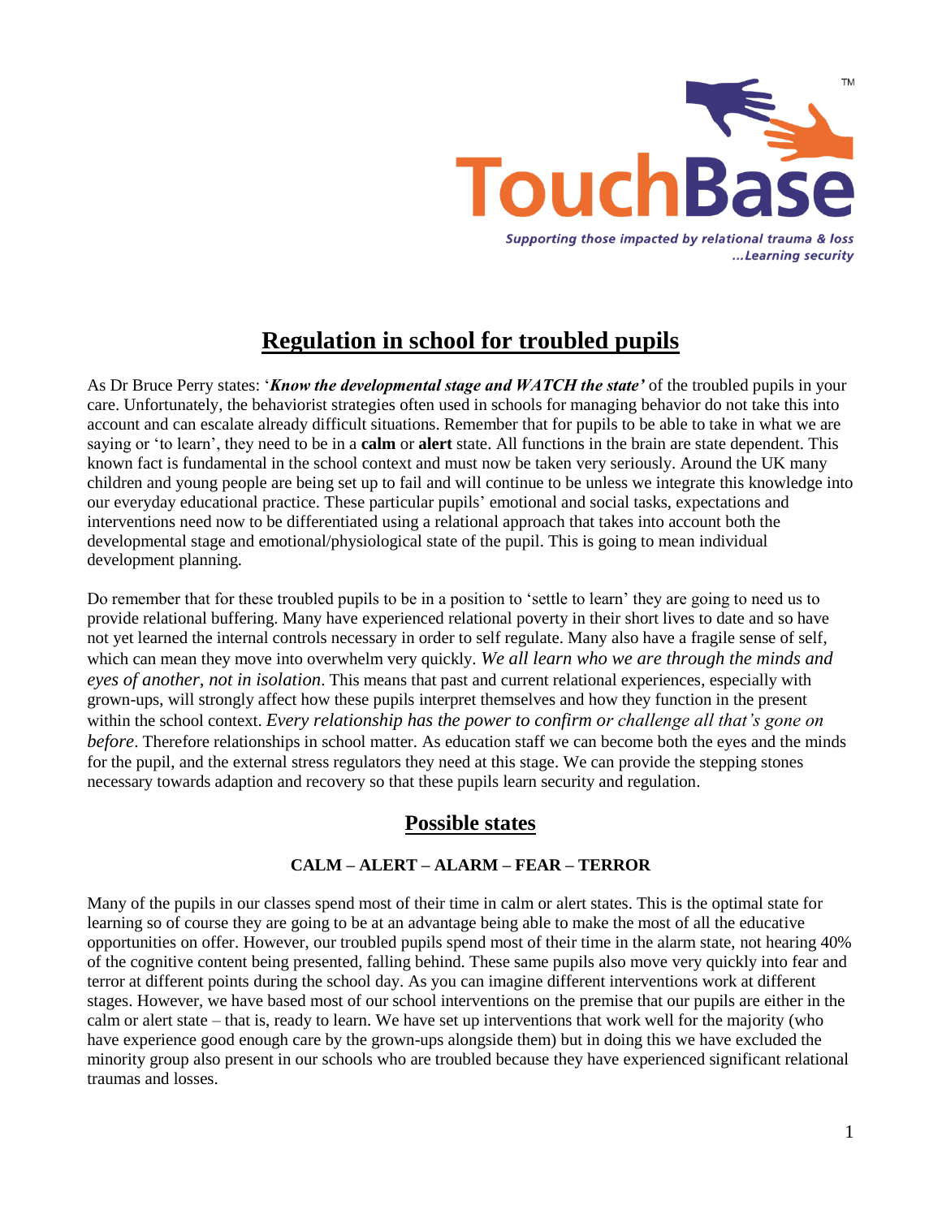TouchBase™

*Supporting those impacted by relational trauma & loss*
*...Learning security*

# Regulation in school for troubled pupils

As Dr Bruce Perry states: '***Know the developmental stage and WATCH the state'*** of the troubled pupils in your care. Unfortunately, the behaviorist strategies often used in schools for managing behavior do not take this into account and can escalate already difficult situations. Remember that for pupils to be able to take in what we are saying or 'to learn', they need to be in a **calm** or **alert** state. All functions in the brain are state dependent. This known fact is fundamental in the school context and must now be taken very seriously. Around the UK many children and young people are being set up to fail and will continue to be unless we integrate this knowledge into our everyday educational practice. These particular pupils' emotional and social tasks, expectations and interventions need now to be differentiated using a relational approach that takes into account both the developmental stage and emotional/physiological state of the pupil. This is going to mean individual development planning.

Do remember that for these troubled pupils to be in a position to 'settle to learn' they are going to need us to provide relational buffering. Many have experienced relational poverty in their short lives to date and so have not yet learned the internal controls necessary in order to self regulate. Many also have a fragile sense of self, which can mean they move into overwhelm very quickly. *We all learn who we are through the minds and eyes of another, not in isolation*. This means that past and current relational experiences, especially with grown-ups, will strongly affect how these pupils interpret themselves and how they function in the present within the school context. *Every relationship has the power to confirm or challenge all that's gone on before*. Therefore relationships in school matter. As education staff we can become both the eyes and the minds for the pupil, and the external stress regulators they need at this stage. We can provide the stepping stones necessary towards adaption and recovery so that these pupils learn security and regulation.

## Possible states

**CALM – ALERT – ALARM – FEAR – TERROR**

Many of the pupils in our classes spend most of their time in calm or alert states. This is the optimal state for learning so of course they are going to be at an advantage being able to make the most of all the educative opportunities on offer. However, our troubled pupils spend most of their time in the alarm state, not hearing 40% of the cognitive content being presented, falling behind. These same pupils also move very quickly into fear and terror at different points during the school day. As you can imagine different interventions work at different stages. However, we have based most of our school interventions on the premise that our pupils are either in the calm or alert state – that is, ready to learn. We have set up interventions that work well for the majority (who have experience good enough care by the grown-ups alongside them) but in doing this we have excluded the minority group also present in our schools who are troubled because they have experienced significant relational traumas and losses.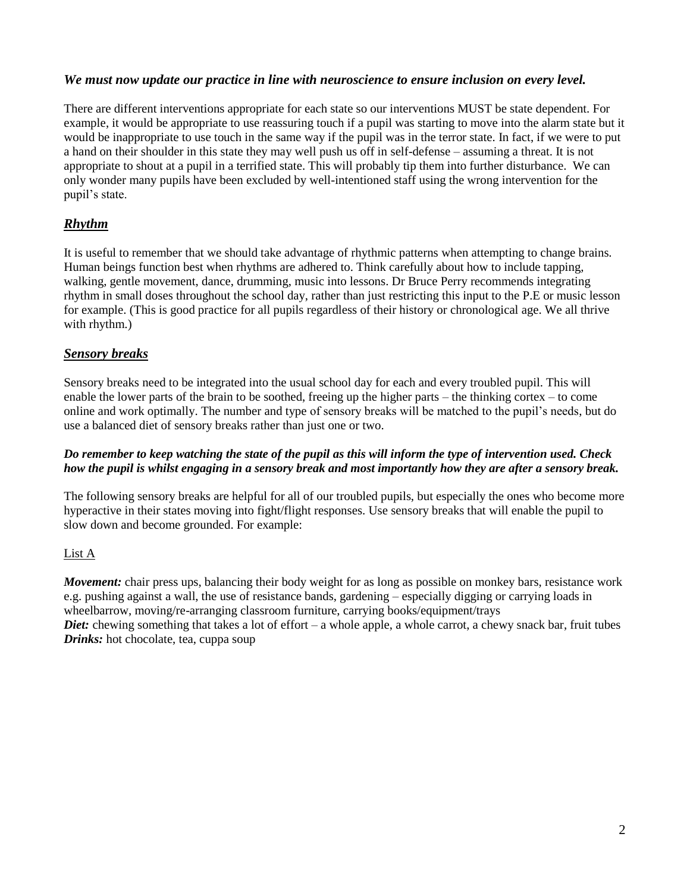*We must now update our practice in line with neuroscience to ensure inclusion on every level.*

There are different interventions appropriate for each state so our interventions MUST be state dependent. For example, it would be appropriate to use reassuring touch if a pupil was starting to move into the alarm state but it would be inappropriate to use touch in the same way if the pupil was in the terror state. In fact, if we were to put a hand on their shoulder in this state they may well push us off in self-defense – assuming a threat. It is not appropriate to shout at a pupil in a terrified state. This will probably tip them into further disturbance. We can only wonder many pupils have been excluded by well-intentioned staff using the wrong intervention for the pupil's state.

## ***Rhythm***

It is useful to remember that we should take advantage of rhythmic patterns when attempting to change brains. Human beings function best when rhythms are adhered to. Think carefully about how to include tapping, walking, gentle movement, dance, drumming, music into lessons. Dr Bruce Perry recommends integrating rhythm in small doses throughout the school day, rather than just restricting this input to the P.E or music lesson for example. (This is good practice for all pupils regardless of their history or chronological age. We all thrive with rhythm.)

## ***Sensory breaks***

Sensory breaks need to be integrated into the usual school day for each and every troubled pupil. This will enable the lower parts of the brain to be soothed, freeing up the higher parts – the thinking cortex – to come online and work optimally. The number and type of sensory breaks will be matched to the pupil's needs, but do use a balanced diet of sensory breaks rather than just one or two.

***Do remember to keep watching the state of the pupil as this will inform the type of intervention used. Check how the pupil is whilst engaging in a sensory break and most importantly how they are after a sensory break.***

The following sensory breaks are helpful for all of our troubled pupils, but especially the ones who become more hyperactive in their states moving into fight/flight responses. Use sensory breaks that will enable the pupil to slow down and become grounded. For example:

<u>List A</u>

***Movement:*** chair press ups, balancing their body weight for as long as possible on monkey bars, resistance work e.g. pushing against a wall, the use of resistance bands, gardening – especially digging or carrying loads in wheelbarrow, moving/re-arranging classroom furniture, carrying books/equipment/trays
***Diet:*** chewing something that takes a lot of effort – a whole apple, a whole carrot, a chewy snack bar, fruit tubes
***Drinks:*** hot chocolate, tea, cuppa soup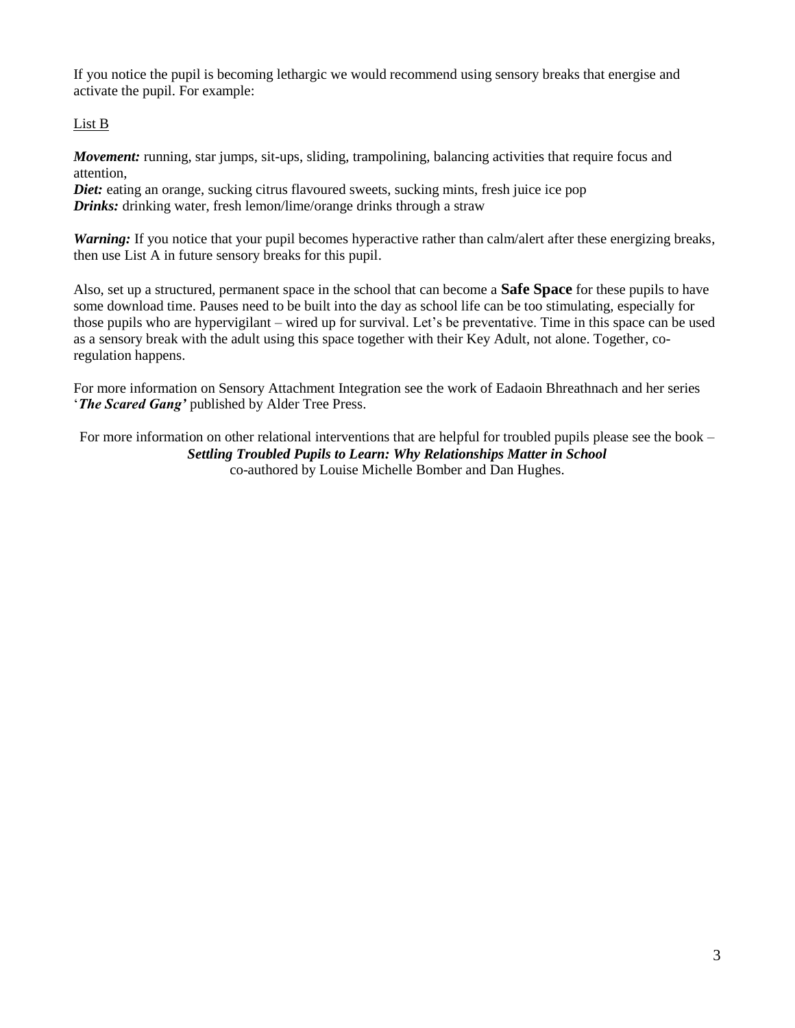If you notice the pupil is becoming lethargic we would recommend using sensory breaks that energise and activate the pupil. For example:

List B

***Movement:*** running, star jumps, sit-ups, sliding, trampolining, balancing activities that require focus and attention,
***Diet:*** eating an orange, sucking citrus flavoured sweets, sucking mints, fresh juice ice pop
***Drinks:*** drinking water, fresh lemon/lime/orange drinks through a straw

***Warning:*** If you notice that your pupil becomes hyperactive rather than calm/alert after these energizing breaks, then use List A in future sensory breaks for this pupil.

Also, set up a structured, permanent space in the school that can become a **Safe Space** for these pupils to have some download time. Pauses need to be built into the day as school life can be too stimulating, especially for those pupils who are hypervigilant – wired up for survival. Let's be preventative. Time in this space can be used as a sensory break with the adult using this space together with their Key Adult, not alone. Together, co-regulation happens.

For more information on Sensory Attachment Integration see the work of Eadaoin Bhreathnach and her series '***The Scared Gang'*** published by Alder Tree Press.

For more information on other relational interventions that are helpful for troubled pupils please see the book – ***Settling Troubled Pupils to Learn: Why Relationships Matter in School*** co-authored by Louise Michelle Bomber and Dan Hughes.